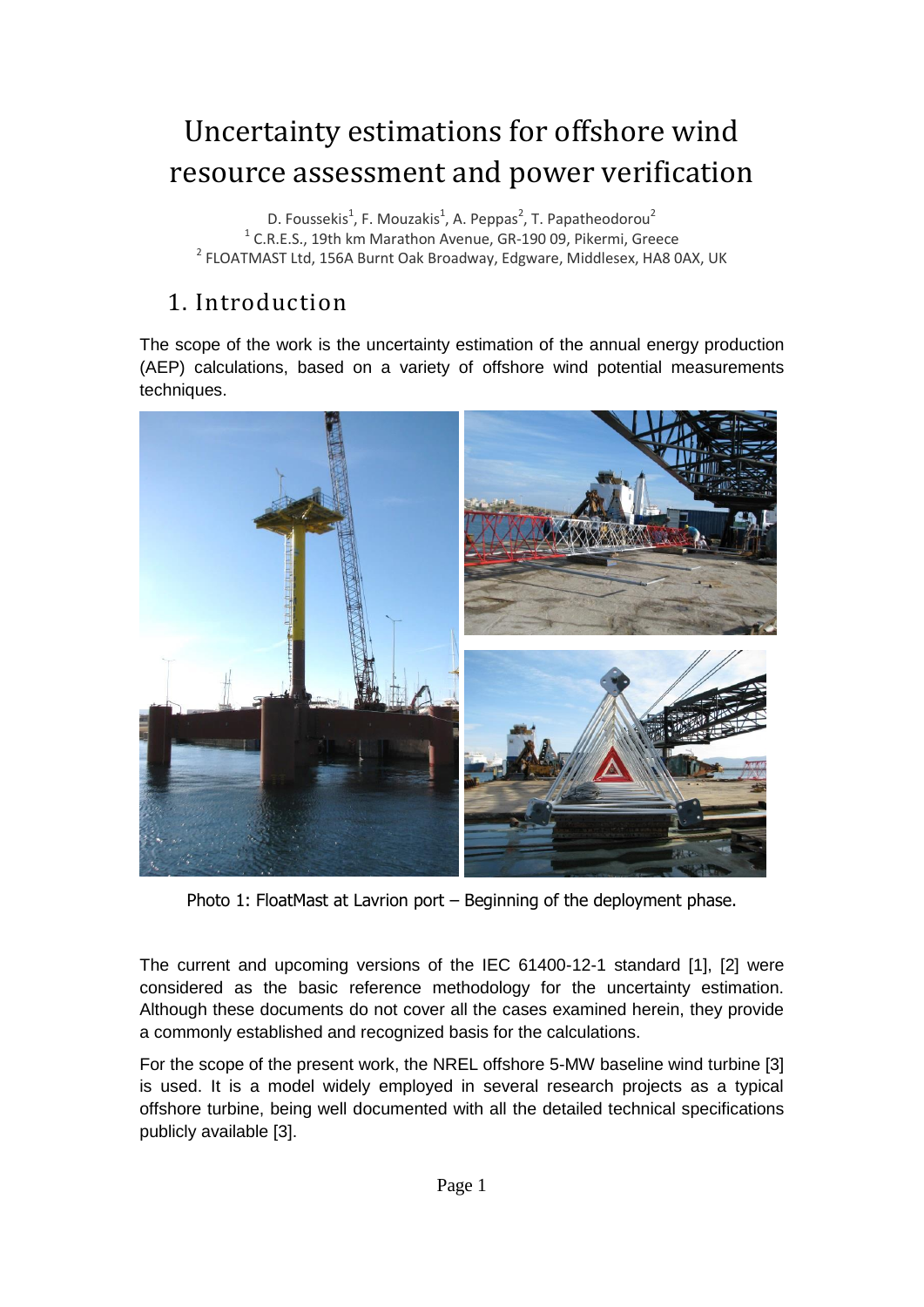# Uncertainty estimations for offshore wind resource assessment and power verification

D. Foussekis[1], F. Mouzakis[1], A. Peppas[2], T. Papatheodorou[2]
[1] C.R.E.S., 19th km Marathon Avenue, GR-190 09, Pikermi, Greece
[2] FLOATMAST Ltd, 156A Burnt Oak Broadway, Edgware, Middlesex, HA8 0AX, UK

## 1. Introduction

The scope of the work is the uncertainty estimation of the annual energy production (AEP) calculations, based on a variety of offshore wind potential measurements techniques.

Photo 1: FloatMast at Lavrion port – Beginning of the deployment phase.

The current and upcoming versions of the IEC 61400-12-1 standard [1], [2] were considered as the basic reference methodology for the uncertainty estimation. Although these documents do not cover all the cases examined herein, they provide a commonly established and recognized basis for the calculations.

For the scope of the present work, the NREL offshore 5-MW baseline wind turbine [3] is used. It is a model widely employed in several research projects as a typical offshore turbine, being well documented with all the detailed technical specifications publicly available [3].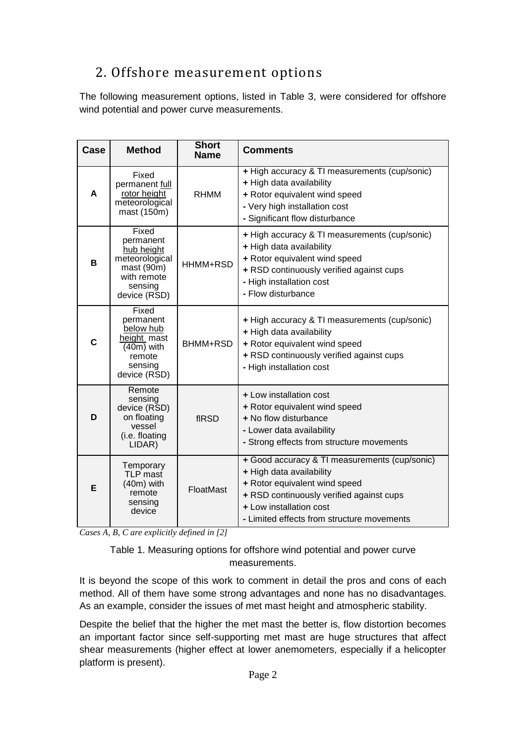## 2. Offshore measurement options

The following measurement options, listed in Table 3, were considered for offshore wind potential and power curve measurements.

| Case | Method | Short Name | Comments |
|---|---|---|---|
| **A** | Fixed permanent full rotor height meteorological mast (150m) | RHMM | **+** High accuracy & TI measurements (cup/sonic)<br>**+** High data availability<br>**+** Rotor equivalent wind speed<br>**-** Very high installation cost<br>**-** Significant flow disturbance |
| **B** | Fixed permanent hub height meteorological mast (90m) with remote sensing device (RSD) | HHMM+RSD | **+** High accuracy & TI measurements (cup/sonic)<br>**+** High data availability<br>**+** Rotor equivalent wind speed<br>**+** RSD continuously verified against cups<br>**-** High installation cost<br>**-** Flow disturbance |
| **C** | Fixed permanent below hub height mast (40m) with remote sensing device (RSD) | BHMM+RSD | **+** High accuracy & TI measurements (cup/sonic)<br>**+** High data availability<br>**+** Rotor equivalent wind speed<br>**+** RSD continuously verified against cups<br>**-** High installation cost |
| **D** | Remote sensing device (RSD) on floating vessel (i.e. floating LIDAR) | flRSD | **+** Low installation cost<br>**+** Rotor equivalent wind speed<br>**+** No flow disturbance<br>**-** Lower data availability<br>**-** Strong effects from structure movements |
| **E** | Temporary TLP mast (40m) with remote sensing device | FloatMast | **+** Good accuracy & TI measurements (cup/sonic)<br>**+** High data availability<br>**+** Rotor equivalent wind speed<br>**+** RSD continuously verified against cups<br>**+** Low installation cost<br>**-** Limited effects from structure movements |

*Cases A, B, C are explicitly defined in [2]*

Table 1. Measuring options for offshore wind potential and power curve measurements.

It is beyond the scope of this work to comment in detail the pros and cons of each method. All of them have some strong advantages and none has no disadvantages. As an example, consider the issues of met mast height and atmospheric stability.

Despite the belief that the higher the met mast the better is, flow distortion becomes an important factor since self-supporting met mast are huge structures that affect shear measurements (higher effect at lower anemometers, especially if a helicopter platform is present).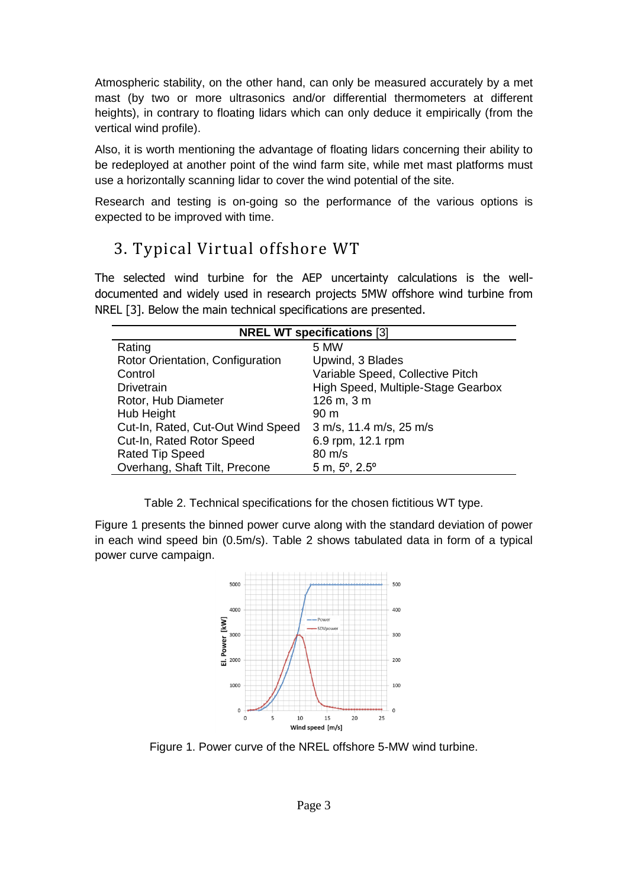Atmospheric stability, on the other hand, can only be measured accurately by a met mast (by two or more ultrasonics and/or differential thermometers at different heights), in contrary to floating lidars which can only deduce it empirically (from the vertical wind profile).

Also, it is worth mentioning the advantage of floating lidars concerning their ability to be redeployed at another point of the wind farm site, while met mast platforms must use a horizontally scanning lidar to cover the wind potential of the site.

Research and testing is on-going so the performance of the various options is expected to be improved with time.

## 3. Typical Virtual offshore WT

The selected wind turbine for the AEP uncertainty calculations is the well-documented and widely used in research projects 5MW offshore wind turbine from NREL [3]. Below the main technical specifications are presented.

| **NREL WT specifications** [3] | |
|---|---|
| Rating | 5 MW |
| Rotor Orientation, Configuration | Upwind, 3 Blades |
| Control | Variable Speed, Collective Pitch |
| Drivetrain | High Speed, Multiple-Stage Gearbox |
| Rotor, Hub Diameter | 126 m, 3 m |
| Hub Height | 90 m |
| Cut-In, Rated, Cut-Out Wind Speed | 3 m/s, 11.4 m/s, 25 m/s |
| Cut-In, Rated Rotor Speed | 6.9 rpm, 12.1 rpm |
| Rated Tip Speed | 80 m/s |
| Overhang, Shaft Tilt, Precone | 5 m, 5º, 2.5º |

Table 2. Technical specifications for the chosen fictitious WT type.

Figure 1 presents the binned power curve along with the standard deviation of power in each wind speed bin (0.5m/s). Table 2 shows tabulated data in form of a typical power curve campaign.

Figure 1. Power curve of the NREL offshore 5-MW wind turbine.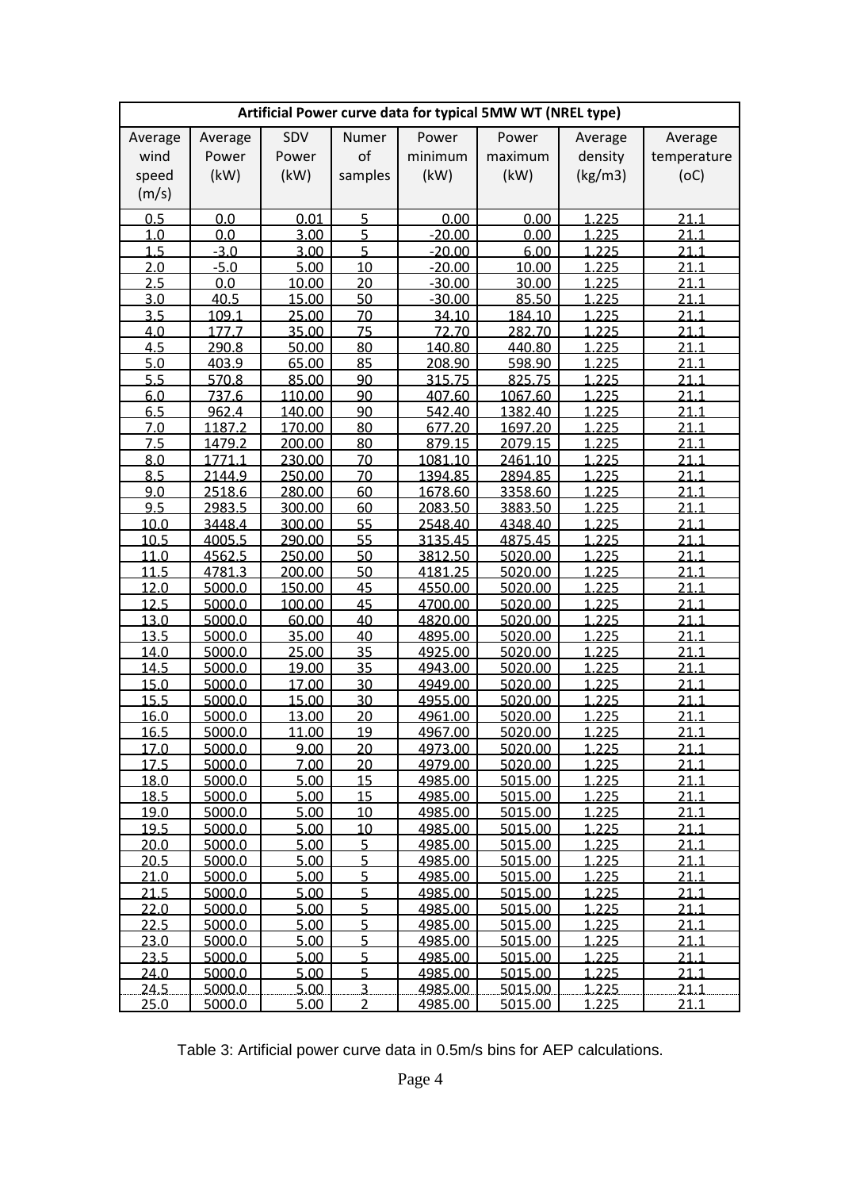| Artificial Power curve data for typical 5MW WT (NREL type) | | | | | | | |
|---|---|---|---|---|---|---|---|
| Average wind speed (m/s) | Average Power (kW) | SDV Power (kW) | Numer of samples | Power minimum (kW) | Power maximum (kW) | Average density (kg/m3) | Average temperature (oC) |
| 0.5 | 0.0 | 0.01 | 5 | 0.00 | 0.00 | 1.225 | 21.1 |
| 1.0 | 0.0 | 3.00 | 5 | -20.00 | 0.00 | 1.225 | 21.1 |
| 1.5 | -3.0 | 3.00 | 5 | -20.00 | 6.00 | 1.225 | 21.1 |
| 2.0 | -5.0 | 5.00 | 10 | -20.00 | 10.00 | 1.225 | 21.1 |
| 2.5 | 0.0 | 10.00 | 20 | -30.00 | 30.00 | 1.225 | 21.1 |
| 3.0 | 40.5 | 15.00 | 50 | -30.00 | 85.50 | 1.225 | 21.1 |
| 3.5 | 109.1 | 25.00 | 70 | 34.10 | 184.10 | 1.225 | 21.1 |
| 4.0 | 177.7 | 35.00 | 75 | 72.70 | 282.70 | 1.225 | 21.1 |
| 4.5 | 290.8 | 50.00 | 80 | 140.80 | 440.80 | 1.225 | 21.1 |
| 5.0 | 403.9 | 65.00 | 85 | 208.90 | 598.90 | 1.225 | 21.1 |
| 5.5 | 570.8 | 85.00 | 90 | 315.75 | 825.75 | 1.225 | 21.1 |
| 6.0 | 737.6 | 110.00 | 90 | 407.60 | 1067.60 | 1.225 | 21.1 |
| 6.5 | 962.4 | 140.00 | 90 | 542.40 | 1382.40 | 1.225 | 21.1 |
| 7.0 | 1187.2 | 170.00 | 80 | 677.20 | 1697.20 | 1.225 | 21.1 |
| 7.5 | 1479.2 | 200.00 | 80 | 879.15 | 2079.15 | 1.225 | 21.1 |
| 8.0 | 1771.1 | 230.00 | 70 | 1081.10 | 2461.10 | 1.225 | 21.1 |
| 8.5 | 2144.9 | 250.00 | 70 | 1394.85 | 2894.85 | 1.225 | 21.1 |
| 9.0 | 2518.6 | 280.00 | 60 | 1678.60 | 3358.60 | 1.225 | 21.1 |
| 9.5 | 2983.5 | 300.00 | 60 | 2083.50 | 3883.50 | 1.225 | 21.1 |
| 10.0 | 3448.4 | 300.00 | 55 | 2548.40 | 4348.40 | 1.225 | 21.1 |
| 10.5 | 4005.5 | 290.00 | 55 | 3135.45 | 4875.45 | 1.225 | 21.1 |
| 11.0 | 4562.5 | 250.00 | 50 | 3812.50 | 5020.00 | 1.225 | 21.1 |
| 11.5 | 4781.3 | 200.00 | 50 | 4181.25 | 5020.00 | 1.225 | 21.1 |
| 12.0 | 5000.0 | 150.00 | 45 | 4550.00 | 5020.00 | 1.225 | 21.1 |
| 12.5 | 5000.0 | 100.00 | 45 | 4700.00 | 5020.00 | 1.225 | 21.1 |
| 13.0 | 5000.0 | 60.00 | 40 | 4820.00 | 5020.00 | 1.225 | 21.1 |
| 13.5 | 5000.0 | 35.00 | 40 | 4895.00 | 5020.00 | 1.225 | 21.1 |
| 14.0 | 5000.0 | 25.00 | 35 | 4925.00 | 5020.00 | 1.225 | 21.1 |
| 14.5 | 5000.0 | 19.00 | 35 | 4943.00 | 5020.00 | 1.225 | 21.1 |
| 15.0 | 5000.0 | 17.00 | 30 | 4949.00 | 5020.00 | 1.225 | 21.1 |
| 15.5 | 5000.0 | 15.00 | 30 | 4955.00 | 5020.00 | 1.225 | 21.1 |
| 16.0 | 5000.0 | 13.00 | 20 | 4961.00 | 5020.00 | 1.225 | 21.1 |
| 16.5 | 5000.0 | 11.00 | 19 | 4967.00 | 5020.00 | 1.225 | 21.1 |
| 17.0 | 5000.0 | 9.00 | 20 | 4973.00 | 5020.00 | 1.225 | 21.1 |
| 17.5 | 5000.0 | 7.00 | 20 | 4979.00 | 5020.00 | 1.225 | 21.1 |
| 18.0 | 5000.0 | 5.00 | 15 | 4985.00 | 5015.00 | 1.225 | 21.1 |
| 18.5 | 5000.0 | 5.00 | 15 | 4985.00 | 5015.00 | 1.225 | 21.1 |
| 19.0 | 5000.0 | 5.00 | 10 | 4985.00 | 5015.00 | 1.225 | 21.1 |
| 19.5 | 5000.0 | 5.00 | 10 | 4985.00 | 5015.00 | 1.225 | 21.1 |
| 20.0 | 5000.0 | 5.00 | 5 | 4985.00 | 5015.00 | 1.225 | 21.1 |
| 20.5 | 5000.0 | 5.00 | 5 | 4985.00 | 5015.00 | 1.225 | 21.1 |
| 21.0 | 5000.0 | 5.00 | 5 | 4985.00 | 5015.00 | 1.225 | 21.1 |
| 21.5 | 5000.0 | 5.00 | 5 | 4985.00 | 5015.00 | 1.225 | 21.1 |
| 22.0 | 5000.0 | 5.00 | 5 | 4985.00 | 5015.00 | 1.225 | 21.1 |
| 22.5 | 5000.0 | 5.00 | 5 | 4985.00 | 5015.00 | 1.225 | 21.1 |
| 23.0 | 5000.0 | 5.00 | 5 | 4985.00 | 5015.00 | 1.225 | 21.1 |
| 23.5 | 5000.0 | 5.00 | 5 | 4985.00 | 5015.00 | 1.225 | 21.1 |
| 24.0 | 5000.0 | 5.00 | 5 | 4985.00 | 5015.00 | 1.225 | 21.1 |
| 24.5 | 5000.0 | 5.00 | 3 | 4985.00 | 5015.00 | 1.225 | 21.1 |
| 25.0 | 5000.0 | 5.00 | 2 | 4985.00 | 5015.00 | 1.225 | 21.1 |

Table 3: Artificial power curve data in 0.5m/s bins for AEP calculations.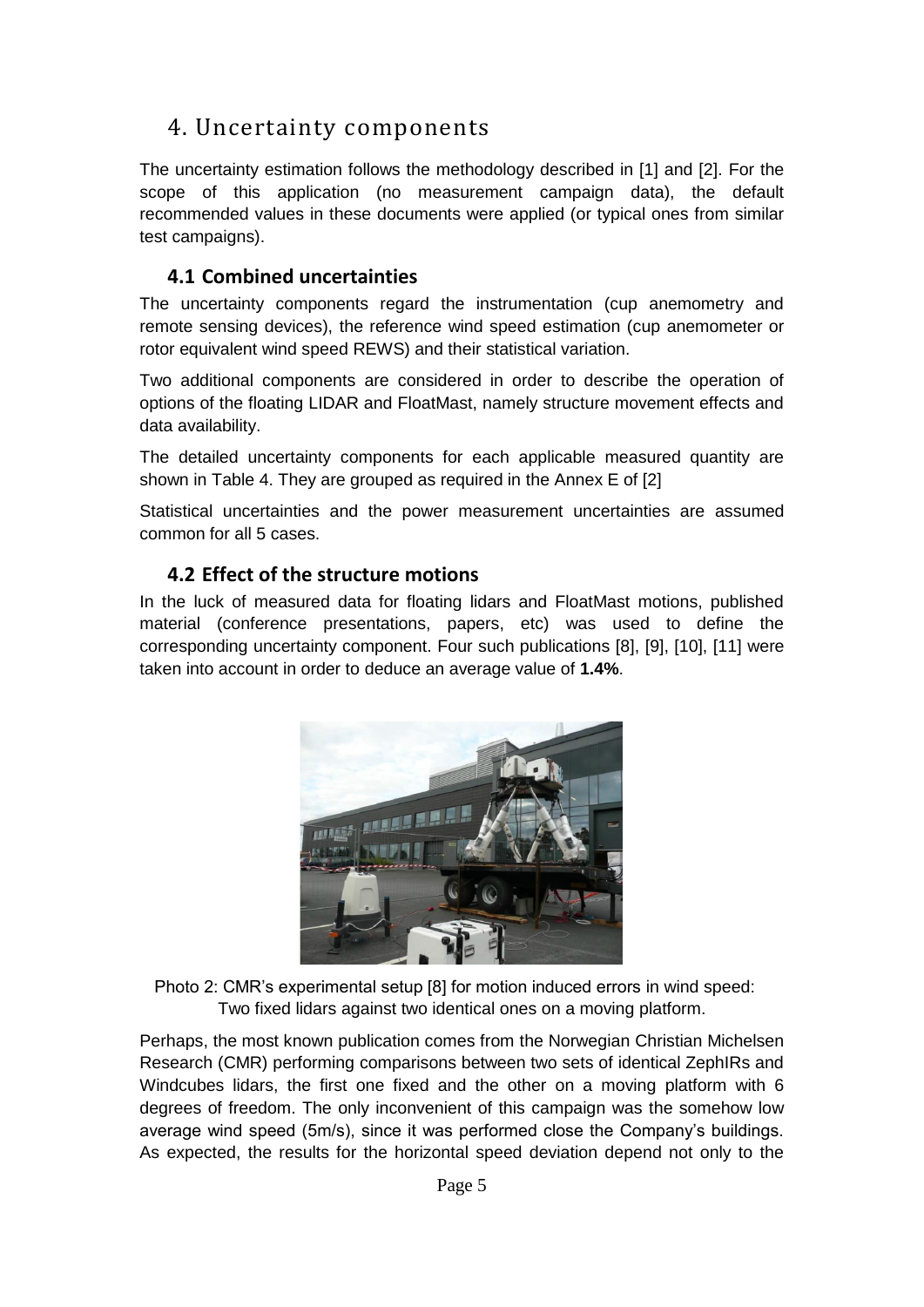# 4. Uncertainty components

The uncertainty estimation follows the methodology described in [1] and [2]. For the scope of this application (no measurement campaign data), the default recommended values in these documents were applied (or typical ones from similar test campaigns).

## 4.1 Combined uncertainties

The uncertainty components regard the instrumentation (cup anemometry and remote sensing devices), the reference wind speed estimation (cup anemometer or rotor equivalent wind speed REWS) and their statistical variation.

Two additional components are considered in order to describe the operation of options of the floating LIDAR and FloatMast, namely structure movement effects and data availability.

The detailed uncertainty components for each applicable measured quantity are shown in Table 4. They are grouped as required in the Annex E of [2]

Statistical uncertainties and the power measurement uncertainties are assumed common for all 5 cases.

## 4.2 Effect of the structure motions

In the luck of measured data for floating lidars and FloatMast motions, published material (conference presentations, papers, etc) was used to define the corresponding uncertainty component. Four such publications [8], [9], [10], [11] were taken into account in order to deduce an average value of **1.4%**.

Photo 2: CMR's experimental setup [8] for motion induced errors in wind speed: Two fixed lidars against two identical ones on a moving platform.

Perhaps, the most known publication comes from the Norwegian Christian Michelsen Research (CMR) performing comparisons between two sets of identical ZephIRs and Windcubes lidars, the first one fixed and the other on a moving platform with 6 degrees of freedom. The only inconvenient of this campaign was the somehow low average wind speed (5m/s), since it was performed close the Company's buildings. As expected, the results for the horizontal speed deviation depend not only to the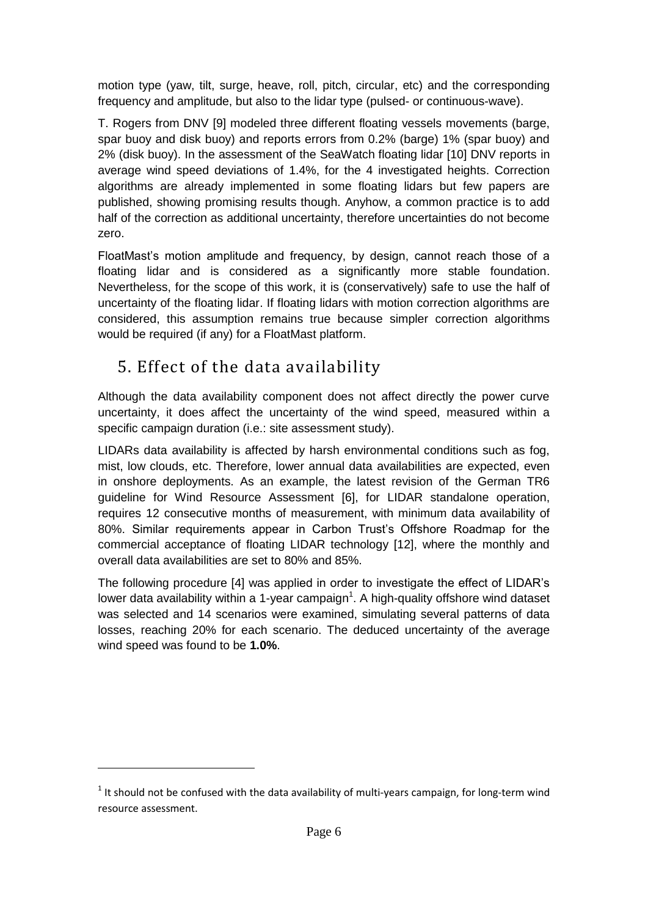motion type (yaw, tilt, surge, heave, roll, pitch, circular, etc) and the corresponding frequency and amplitude, but also to the lidar type (pulsed- or continuous-wave).

T. Rogers from DNV [9] modeled three different floating vessels movements (barge, spar buoy and disk buoy) and reports errors from 0.2% (barge) 1% (spar buoy) and 2% (disk buoy). In the assessment of the SeaWatch floating lidar [10] DNV reports in average wind speed deviations of 1.4%, for the 4 investigated heights. Correction algorithms are already implemented in some floating lidars but few papers are published, showing promising results though. Anyhow, a common practice is to add half of the correction as additional uncertainty, therefore uncertainties do not become zero.

FloatMast's motion amplitude and frequency, by design, cannot reach those of a floating lidar and is considered as a significantly more stable foundation. Nevertheless, for the scope of this work, it is (conservatively) safe to use the half of uncertainty of the floating lidar. If floating lidars with motion correction algorithms are considered, this assumption remains true because simpler correction algorithms would be required (if any) for a FloatMast platform.

## 5. Effect of the data availability

Although the data availability component does not affect directly the power curve uncertainty, it does affect the uncertainty of the wind speed, measured within a specific campaign duration (i.e.: site assessment study).

LIDARs data availability is affected by harsh environmental conditions such as fog, mist, low clouds, etc. Therefore, lower annual data availabilities are expected, even in onshore deployments. As an example, the latest revision of the German TR6 guideline for Wind Resource Assessment [6], for LIDAR standalone operation, requires 12 consecutive months of measurement, with minimum data availability of 80%. Similar requirements appear in Carbon Trust's Offshore Roadmap for the commercial acceptance of floating LIDAR technology [12], where the monthly and overall data availabilities are set to 80% and 85%.

The following procedure [4] was applied in order to investigate the effect of LIDAR's lower data availability within a 1-year campaign[1]. A high-quality offshore wind dataset was selected and 14 scenarios were examined, simulating several patterns of data losses, reaching 20% for each scenario. The deduced uncertainty of the average wind speed was found to be **1.0%**.

---

[1] It should not be confused with the data availability of multi-years campaign, for long-term wind resource assessment.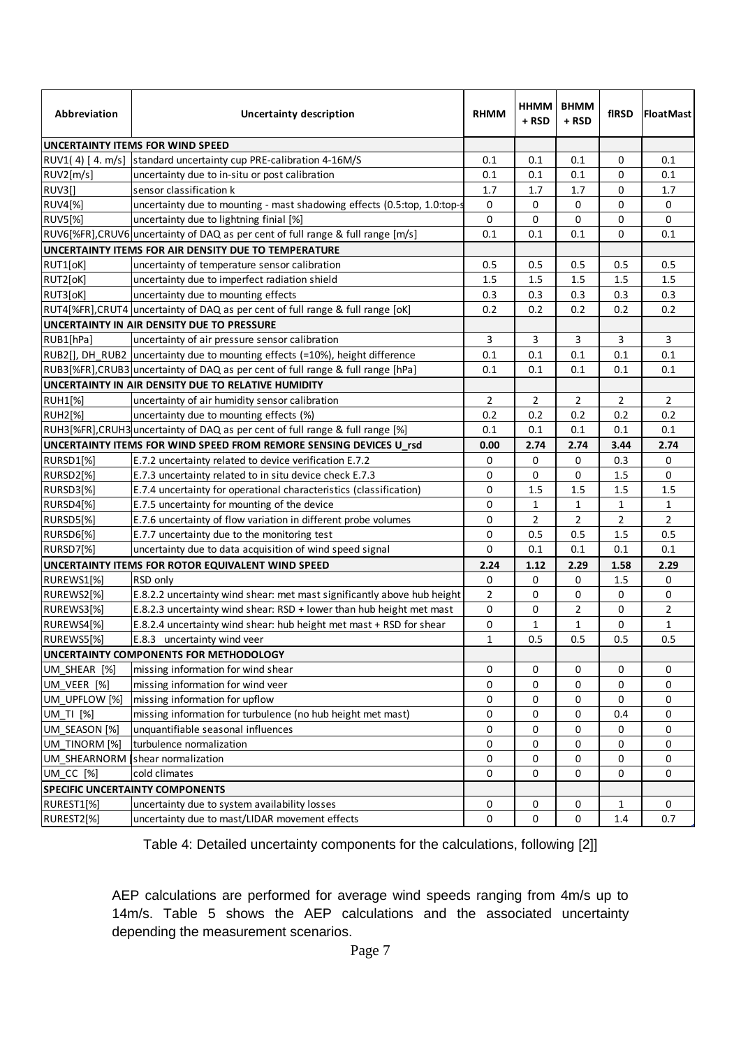| Abbreviation | Uncertainty description | RHMM | HHMM + RSD | BHMM + RSD | flRSD | FloatMast |
|---|---|---|---|---|---|---|
| **UNCERTAINTY ITEMS FOR WIND SPEED** | | | | | | |
| RUV1( 4) [ 4. m/s] | standard uncertainty cup PRE-calibration 4-16M/S | 0.1 | 0.1 | 0.1 | 0 | 0.1 |
| RUV2[m/s] | uncertainty due to in-situ or post calibration | 0.1 | 0.1 | 0.1 | 0 | 0.1 |
| RUV3[] | sensor classification k | 1.7 | 1.7 | 1.7 | 0 | 1.7 |
| RUV4[%] | uncertainty due to mounting - mast shadowing effects (0.5:top, 1.0:top-s | 0 | 0 | 0 | 0 | 0 |
| RUV5[%] | uncertainty due to lightning finial [%] | 0 | 0 | 0 | 0 | 0 |
| RUV6[%FR],CRUV6 | uncertainty of DAQ as per cent of full range & full range [m/s] | 0.1 | 0.1 | 0.1 | 0 | 0.1 |
| **UNCERTAINTY ITEMS FOR AIR DENSITY DUE TO TEMPERATURE** | | | | | | |
| RUT1[oK] | uncertainty of temperature sensor calibration | 0.5 | 0.5 | 0.5 | 0.5 | 0.5 |
| RUT2[oK] | uncertainty due to imperfect radiation shield | 1.5 | 1.5 | 1.5 | 1.5 | 1.5 |
| RUT3[oK] | uncertainty due to mounting effects | 0.3 | 0.3 | 0.3 | 0.3 | 0.3 |
| RUT4[%FR],CRUT4 | uncertainty of DAQ as per cent of full range & full range [oK] | 0.2 | 0.2 | 0.2 | 0.2 | 0.2 |
| **UNCERTAINTY IN AIR DENSITY DUE TO PRESSURE** | | | | | | |
| RUB1[hPa] | uncertainty of air pressure sensor calibration | 3 | 3 | 3 | 3 | 3 |
| RUB2[], DH_RUB2 | uncertainty due to mounting effects (=10%), height difference | 0.1 | 0.1 | 0.1 | 0.1 | 0.1 |
| RUB3[%FR],CRUB3 | uncertainty of DAQ as per cent of full range & full range [hPa] | 0.1 | 0.1 | 0.1 | 0.1 | 0.1 |
| **UNCERTAINTY IN AIR DENSITY DUE TO RELATIVE HUMIDITY** | | | | | | |
| RUH1[%] | uncertainty of air humidity sensor calibration | 2 | 2 | 2 | 2 | 2 |
| RUH2[%] | uncertainty due to mounting effects (%) | 0.2 | 0.2 | 0.2 | 0.2 | 0.2 |
| RUH3[%FR],CRUH3 | uncertainty of DAQ as per cent of full range & full range [%] | 0.1 | 0.1 | 0.1 | 0.1 | 0.1 |
| **UNCERTAINTY ITEMS FOR WIND SPEED FROM REMORE SENSING DEVICES U_rsd** | | **0.00** | **2.74** | **2.74** | **3.44** | **2.74** |
| RURSD1[%] | E.7.2 uncertainty related to device verification E.7.2 | 0 | 0 | 0 | 0.3 | 0 |
| RURSD2[%] | E.7.3 uncertainty related to in situ device check E.7.3 | 0 | 0 | 0 | 1.5 | 0 |
| RURSD3[%] | E.7.4 uncertainty for operational characteristics (classification) | 0 | 1.5 | 1.5 | 1.5 | 1.5 |
| RURSD4[%] | E.7.5 uncertainty for mounting of the device | 0 | 1 | 1 | 1 | 1 |
| RURSD5[%] | E.7.6 uncertainty of flow variation in different probe volumes | 0 | 2 | 2 | 2 | 2 |
| RURSD6[%] | E.7.7 uncertainty due to the monitoring test | 0 | 0.5 | 0.5 | 1.5 | 0.5 |
| RURSD7[%] | uncertainty due to data acquisition of wind speed signal | 0 | 0.1 | 0.1 | 0.1 | 0.1 |
| **UNCERTAINTY ITEMS FOR ROTOR EQUIVALENT WIND SPEED** | | **2.24** | **1.12** | **2.29** | **1.58** | **2.29** |
| RUREWS1[%] | RSD only | 0 | 0 | 0 | 1.5 | 0 |
| RUREWS2[%] | E.8.2.2 uncertainty wind shear: met mast significantly above hub height | 2 | 0 | 0 | 0 | 0 |
| RUREWS3[%] | E.8.2.3 uncertainty wind shear: RSD + lower than hub height met mast | 0 | 0 | 2 | 0 | 2 |
| RUREWS4[%] | E.8.2.4 uncertainty wind shear: hub height met mast + RSD for shear | 0 | 1 | 1 | 0 | 1 |
| RUREWS5[%] | E.8.3 uncertainty wind veer | 1 | 0.5 | 0.5 | 0.5 | 0.5 |
| **UNCERTAINTY COMPONENTS FOR METHODOLOGY** | | | | | | |
| UM_SHEAR [%] | missing information for wind shear | 0 | 0 | 0 | 0 | 0 |
| UM_VEER [%] | missing information for wind veer | 0 | 0 | 0 | 0 | 0 |
| UM_UPFLOW [%] | missing information for upflow | 0 | 0 | 0 | 0 | 0 |
| UM_TI [%] | missing information for turbulence (no hub height met mast) | 0 | 0 | 0 | 0.4 | 0 |
| UM_SEASON [%] | unquantifiable seasonal influences | 0 | 0 | 0 | 0 | 0 |
| UM_TINORM [%] | turbulence normalization | 0 | 0 | 0 | 0 | 0 |
| UM_SHEARNORM [ | shear normalization | 0 | 0 | 0 | 0 | 0 |
| UM_CC [%] | cold climates | 0 | 0 | 0 | 0 | 0 |
| **SPECIFIC UNCERTAINTY COMPONENTS** | | | | | | |
| RUREST1[%] | uncertainty due to system availability losses | 0 | 0 | 0 | 1 | 0 |
| RUREST2[%] | uncertainty due to mast/LIDAR movement effects | 0 | 0 | 0 | 1.4 | 0.7 |

Table 4: Detailed uncertainty components for the calculations, following [2]]

AEP calculations are performed for average wind speeds ranging from 4m/s up to 14m/s. Table 5 shows the AEP calculations and the associated uncertainty depending the measurement scenarios.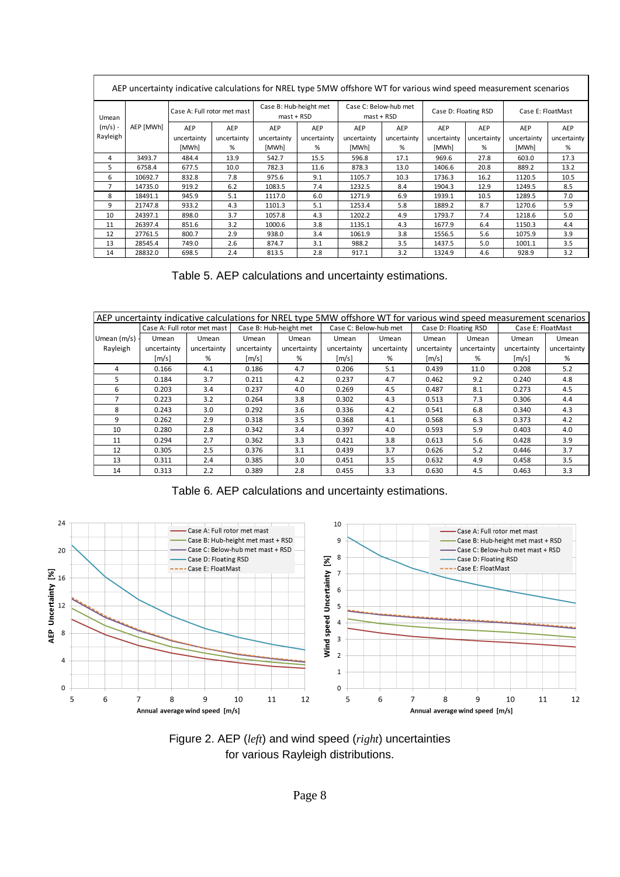| AEP uncertainty indicative calculations for NREL type 5MW offshore WT for various wind speed measurement scenarios | | | | | | | | | | | |
|---|---|---|---|---|---|---|---|---|---|---|---|
| Umean (m/s) - Rayleigh | AEP [MWh] | Case A: Full rotor met mast | | Case B: Hub-height met mast + RSD | | Case C: Below-hub met mast + RSD | | Case D: Floating RSD | | Case E: FloatMast | |
| | | AEP uncertainty [MWh] | AEP uncertainty % | AEP uncertainty [MWh] | AEP uncertainty % | AEP uncertainty [MWh] | AEP uncertainty % | AEP uncertainty [MWh] | AEP uncertainty % | AEP uncertainty [MWh] | AEP uncertainty % |
| 4 | 3493.7 | 484.4 | 13.9 | 542.7 | 15.5 | 596.8 | 17.1 | 969.6 | 27.8 | 603.0 | 17.3 |
| 5 | 6758.4 | 677.5 | 10.0 | 782.3 | 11.6 | 878.3 | 13.0 | 1406.6 | 20.8 | 889.2 | 13.2 |
| 6 | 10692.7 | 832.8 | 7.8 | 975.6 | 9.1 | 1105.7 | 10.3 | 1736.3 | 16.2 | 1120.5 | 10.5 |
| 7 | 14735.0 | 919.2 | 6.2 | 1083.5 | 7.4 | 1232.5 | 8.4 | 1904.3 | 12.9 | 1249.5 | 8.5 |
| 8 | 18491.1 | 945.9 | 5.1 | 1117.0 | 6.0 | 1271.9 | 6.9 | 1939.1 | 10.5 | 1289.5 | 7.0 |
| 9 | 21747.8 | 933.2 | 4.3 | 1101.3 | 5.1 | 1253.4 | 5.8 | 1889.2 | 8.7 | 1270.6 | 5.9 |
| 10 | 24397.1 | 898.0 | 3.7 | 1057.8 | 4.3 | 1202.2 | 4.9 | 1793.7 | 7.4 | 1218.6 | 5.0 |
| 11 | 26397.4 | 851.6 | 3.2 | 1000.6 | 3.8 | 1135.1 | 4.3 | 1677.9 | 6.4 | 1150.3 | 4.4 |
| 12 | 27761.5 | 800.7 | 2.9 | 938.0 | 3.4 | 1061.9 | 3.8 | 1556.5 | 5.6 | 1075.9 | 3.9 |
| 13 | 28545.4 | 749.0 | 2.6 | 874.7 | 3.1 | 988.2 | 3.5 | 1437.5 | 5.0 | 1001.1 | 3.5 |
| 14 | 28832.0 | 698.5 | 2.4 | 813.5 | 2.8 | 917.1 | 3.2 | 1324.9 | 4.6 | 928.9 | 3.2 |

Table 5. AEP calculations and uncertainty estimations.

| AEP uncertainty indicative calculations for NREL type 5MW offshore WT for various wind speed measurement scenarios | | | | | | | | | | |
|---|---|---|---|---|---|---|---|---|---|---|
| | Case A: Full rotor met mast | | Case B: Hub-height met | | Case C: Below-hub met | | Case D: Floating RSD | | Case E: FloatMast | |
| Umean (m/s) - Rayleigh | Umean uncertainty [m/s] | Umean uncertainty % | Umean uncertainty [m/s] | Umean uncertainty % | Umean uncertainty [m/s] | Umean uncertainty % | Umean uncertainty [m/s] | Umean uncertainty % | Umean uncertainty [m/s] | Umean uncertainty % |
| 4 | 0.166 | 4.1 | 0.186 | 4.7 | 0.206 | 5.1 | 0.439 | 11.0 | 0.208 | 5.2 |
| 5 | 0.184 | 3.7 | 0.211 | 4.2 | 0.237 | 4.7 | 0.462 | 9.2 | 0.240 | 4.8 |
| 6 | 0.203 | 3.4 | 0.237 | 4.0 | 0.269 | 4.5 | 0.487 | 8.1 | 0.273 | 4.5 |
| 7 | 0.223 | 3.2 | 0.264 | 3.8 | 0.302 | 4.3 | 0.513 | 7.3 | 0.306 | 4.4 |
| 8 | 0.243 | 3.0 | 0.292 | 3.6 | 0.336 | 4.2 | 0.541 | 6.8 | 0.340 | 4.3 |
| 9 | 0.262 | 2.9 | 0.318 | 3.5 | 0.368 | 4.1 | 0.568 | 6.3 | 0.373 | 4.2 |
| 10 | 0.280 | 2.8 | 0.342 | 3.4 | 0.397 | 4.0 | 0.593 | 5.9 | 0.403 | 4.0 |
| 11 | 0.294 | 2.7 | 0.362 | 3.3 | 0.421 | 3.8 | 0.613 | 5.6 | 0.428 | 3.9 |
| 12 | 0.305 | 2.5 | 0.376 | 3.1 | 0.439 | 3.7 | 0.626 | 5.2 | 0.446 | 3.7 |
| 13 | 0.311 | 2.4 | 0.385 | 3.0 | 0.451 | 3.5 | 0.632 | 4.9 | 0.458 | 3.5 |
| 14 | 0.313 | 2.2 | 0.389 | 2.8 | 0.455 | 3.3 | 0.630 | 4.5 | 0.463 | 3.3 |

Table 6. AEP calculations and uncertainty estimations.

Figure 2. AEP (*left*) and wind speed (*right*) uncertainties for various Rayleigh distributions.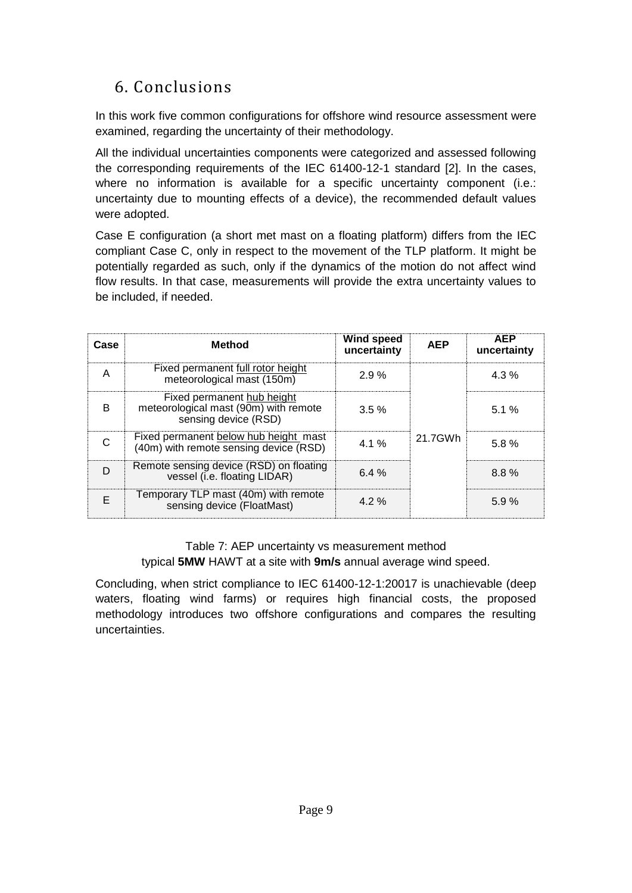## 6. Conclusions

In this work five common configurations for offshore wind resource assessment were examined, regarding the uncertainty of their methodology.

All the individual uncertainties components were categorized and assessed following the corresponding requirements of the IEC 61400-12-1 standard [2]. In the cases, where no information is available for a specific uncertainty component (i.e.: uncertainty due to mounting effects of a device), the recommended default values were adopted.

Case E configuration (a short met mast on a floating platform) differs from the IEC compliant Case C, only in respect to the movement of the TLP platform. It might be potentially regarded as such, only if the dynamics of the motion do not affect wind flow results. In that case, measurements will provide the extra uncertainty values to be included, if needed.

| Case | Method | Wind speed uncertainty | AEP | AEP uncertainty |
|---|---|---|---|---|
| A | Fixed permanent full rotor height meteorological mast (150m) | 2.9 % | 21.7GWh | 4.3 % |
| B | Fixed permanent hub height meteorological mast (90m) with remote sensing device (RSD) | 3.5 % | | 5.1 % |
| C | Fixed permanent below hub height mast (40m) with remote sensing device (RSD) | 4.1 % | | 5.8 % |
| D | Remote sensing device (RSD) on floating vessel (i.e. floating LIDAR) | 6.4 % | | 8.8 % |
| E | Temporary TLP mast (40m) with remote sensing device (FloatMast) | 4.2 % | | 5.9 % |

Table 7: AEP uncertainty vs measurement method
typical **5MW** HAWT at a site with **9m/s** annual average wind speed.

Concluding, when strict compliance to IEC 61400-12-1:20017 is unachievable (deep waters, floating wind farms) or requires high financial costs, the proposed methodology introduces two offshore configurations and compares the resulting uncertainties.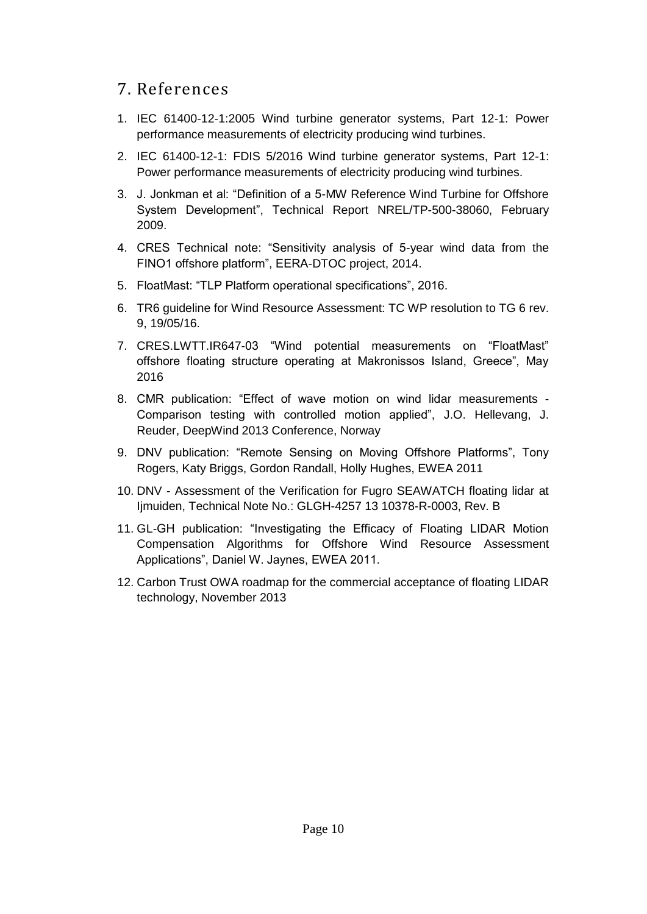# 7. References

1. IEC 61400-12-1:2005 Wind turbine generator systems, Part 12-1: Power performance measurements of electricity producing wind turbines.
2. IEC 61400-12-1: FDIS 5/2016 Wind turbine generator systems, Part 12-1: Power performance measurements of electricity producing wind turbines.
3. J. Jonkman et al: "Definition of a 5-MW Reference Wind Turbine for Offshore System Development", Technical Report NREL/TP-500-38060, February 2009.
4. CRES Technical note: "Sensitivity analysis of 5-year wind data from the FINO1 offshore platform", EERA-DTOC project, 2014.
5. FloatMast: "TLP Platform operational specifications", 2016.
6. TR6 guideline for Wind Resource Assessment: TC WP resolution to TG 6 rev. 9, 19/05/16.
7. CRES.LWTT.IR647-03 "Wind potential measurements on "FloatMast" offshore floating structure operating at Makronissos Island, Greece", May 2016
8. CMR publication: "Effect of wave motion on wind lidar measurements - Comparison testing with controlled motion applied", J.O. Hellevang, J. Reuder, DeepWind 2013 Conference, Norway
9. DNV publication: "Remote Sensing on Moving Offshore Platforms", Tony Rogers, Katy Briggs, Gordon Randall, Holly Hughes, EWEA 2011
10. DNV - Assessment of the Verification for Fugro SEAWATCH floating lidar at Ijmuiden, Technical Note No.: GLGH-4257 13 10378-R-0003, Rev. B
11. GL-GH publication: "Investigating the Efficacy of Floating LIDAR Motion Compensation Algorithms for Offshore Wind Resource Assessment Applications", Daniel W. Jaynes, EWEA 2011.
12. Carbon Trust OWA roadmap for the commercial acceptance of floating LIDAR technology, November 2013